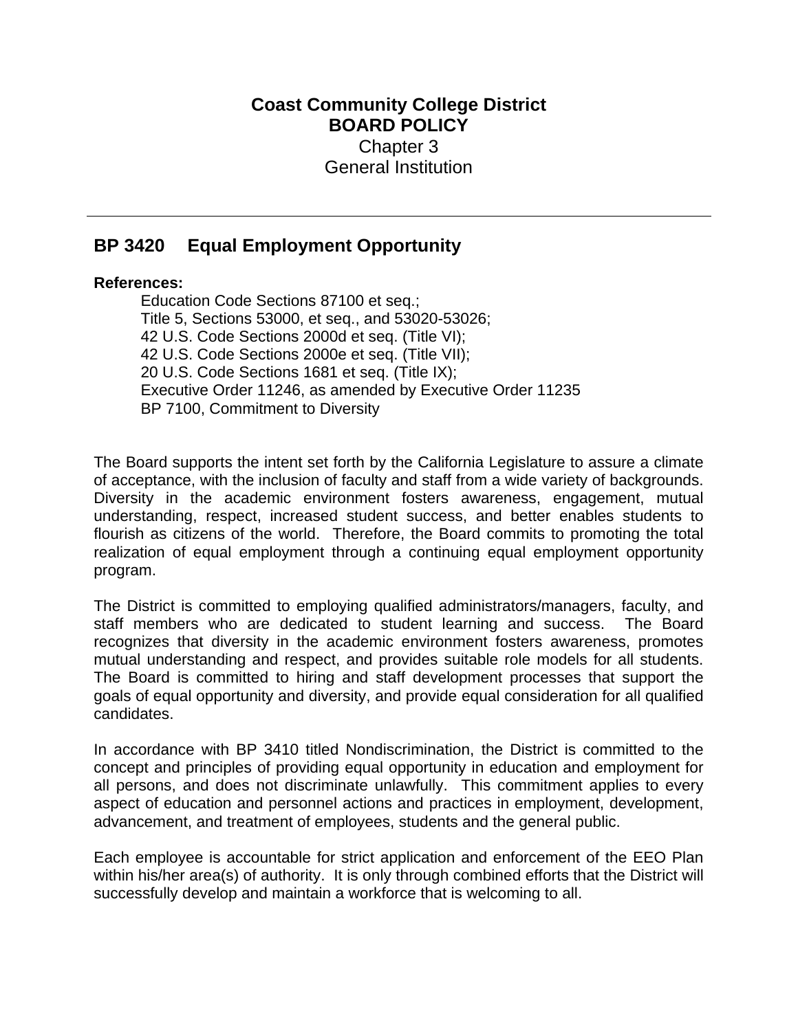# Coast Community College District
## BOARD POLICY
Chapter 3
General Institution

---

## BP 3420 Equal Employment Opportunity

**References:**

Education Code Sections 87100 et seq.;
Title 5, Sections 53000, et seq., and 53020-53026;
42 U.S. Code Sections 2000d et seq. (Title VI);
42 U.S. Code Sections 2000e et seq. (Title VII);
20 U.S. Code Sections 1681 et seq. (Title IX);
Executive Order 11246, as amended by Executive Order 11235
BP 7100, Commitment to Diversity

The Board supports the intent set forth by the California Legislature to assure a climate of acceptance, with the inclusion of faculty and staff from a wide variety of backgrounds. Diversity in the academic environment fosters awareness, engagement, mutual understanding, respect, increased student success, and better enables students to flourish as citizens of the world. Therefore, the Board commits to promoting the total realization of equal employment through a continuing equal employment opportunity program.

The District is committed to employing qualified administrators/managers, faculty, and staff members who are dedicated to student learning and success. The Board recognizes that diversity in the academic environment fosters awareness, promotes mutual understanding and respect, and provides suitable role models for all students. The Board is committed to hiring and staff development processes that support the goals of equal opportunity and diversity, and provide equal consideration for all qualified candidates.

In accordance with BP 3410 titled Nondiscrimination, the District is committed to the concept and principles of providing equal opportunity in education and employment for all persons, and does not discriminate unlawfully. This commitment applies to every aspect of education and personnel actions and practices in employment, development, advancement, and treatment of employees, students and the general public.

Each employee is accountable for strict application and enforcement of the EEO Plan within his/her area(s) of authority. It is only through combined efforts that the District will successfully develop and maintain a workforce that is welcoming to all.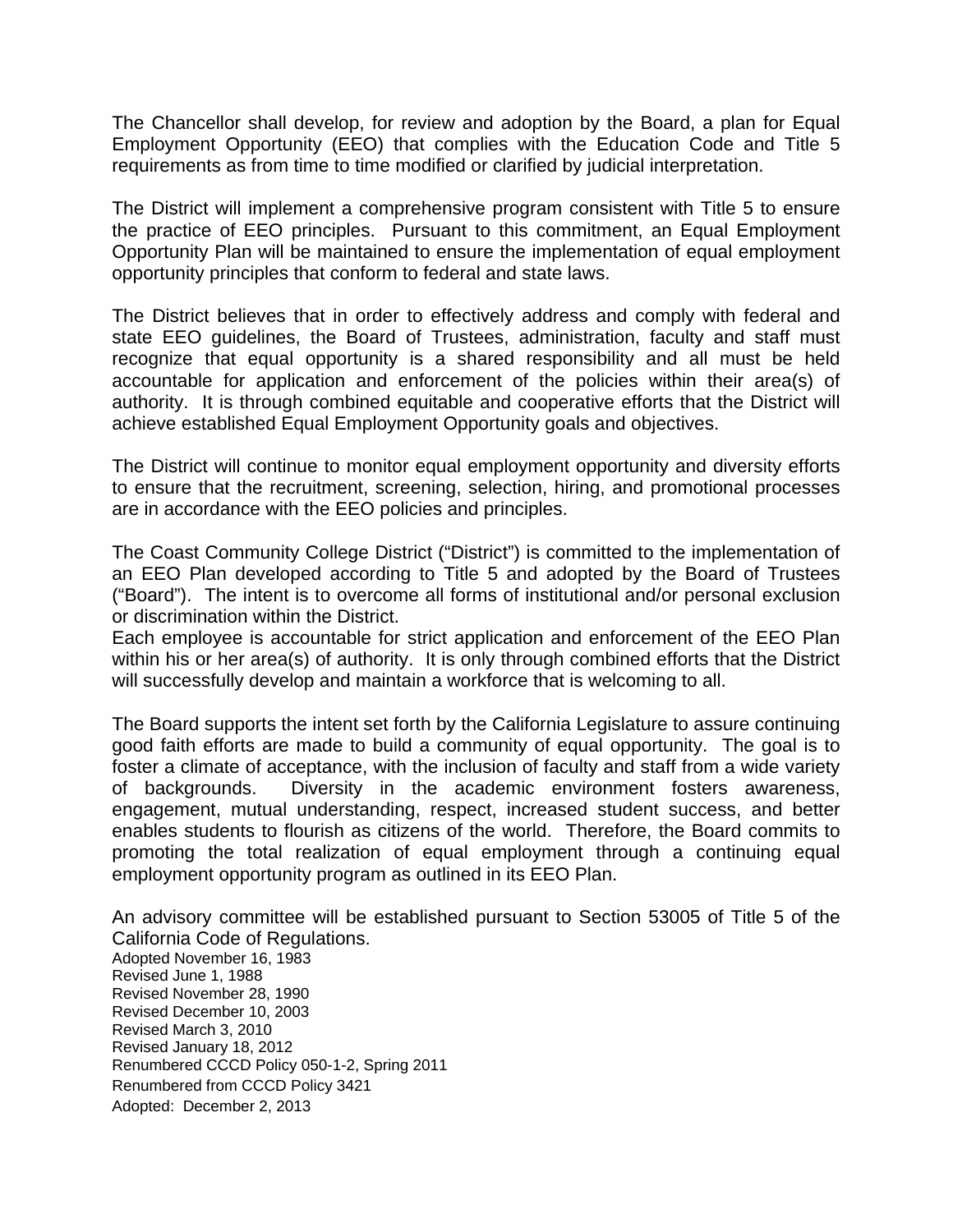The Chancellor shall develop, for review and adoption by the Board, a plan for Equal Employment Opportunity (EEO) that complies with the Education Code and Title 5 requirements as from time to time modified or clarified by judicial interpretation.

The District will implement a comprehensive program consistent with Title 5 to ensure the practice of EEO principles. Pursuant to this commitment, an Equal Employment Opportunity Plan will be maintained to ensure the implementation of equal employment opportunity principles that conform to federal and state laws.

The District believes that in order to effectively address and comply with federal and state EEO guidelines, the Board of Trustees, administration, faculty and staff must recognize that equal opportunity is a shared responsibility and all must be held accountable for application and enforcement of the policies within their area(s) of authority. It is through combined equitable and cooperative efforts that the District will achieve established Equal Employment Opportunity goals and objectives.

The District will continue to monitor equal employment opportunity and diversity efforts to ensure that the recruitment, screening, selection, hiring, and promotional processes are in accordance with the EEO policies and principles.

The Coast Community College District ("District") is committed to the implementation of an EEO Plan developed according to Title 5 and adopted by the Board of Trustees ("Board"). The intent is to overcome all forms of institutional and/or personal exclusion or discrimination within the District.
Each employee is accountable for strict application and enforcement of the EEO Plan within his or her area(s) of authority. It is only through combined efforts that the District will successfully develop and maintain a workforce that is welcoming to all.

The Board supports the intent set forth by the California Legislature to assure continuing good faith efforts are made to build a community of equal opportunity. The goal is to foster a climate of acceptance, with the inclusion of faculty and staff from a wide variety of backgrounds. Diversity in the academic environment fosters awareness, engagement, mutual understanding, respect, increased student success, and better enables students to flourish as citizens of the world. Therefore, the Board commits to promoting the total realization of equal employment through a continuing equal employment opportunity program as outlined in its EEO Plan.

An advisory committee will be established pursuant to Section 53005 of Title 5 of the California Code of Regulations.

Adopted November 16, 1983
Revised June 1, 1988
Revised November 28, 1990
Revised December 10, 2003
Revised March 3, 2010
Revised January 18, 2012
Renumbered CCCD Policy 050-1-2, Spring 2011
Renumbered from CCCD Policy 3421
Adopted: December 2, 2013